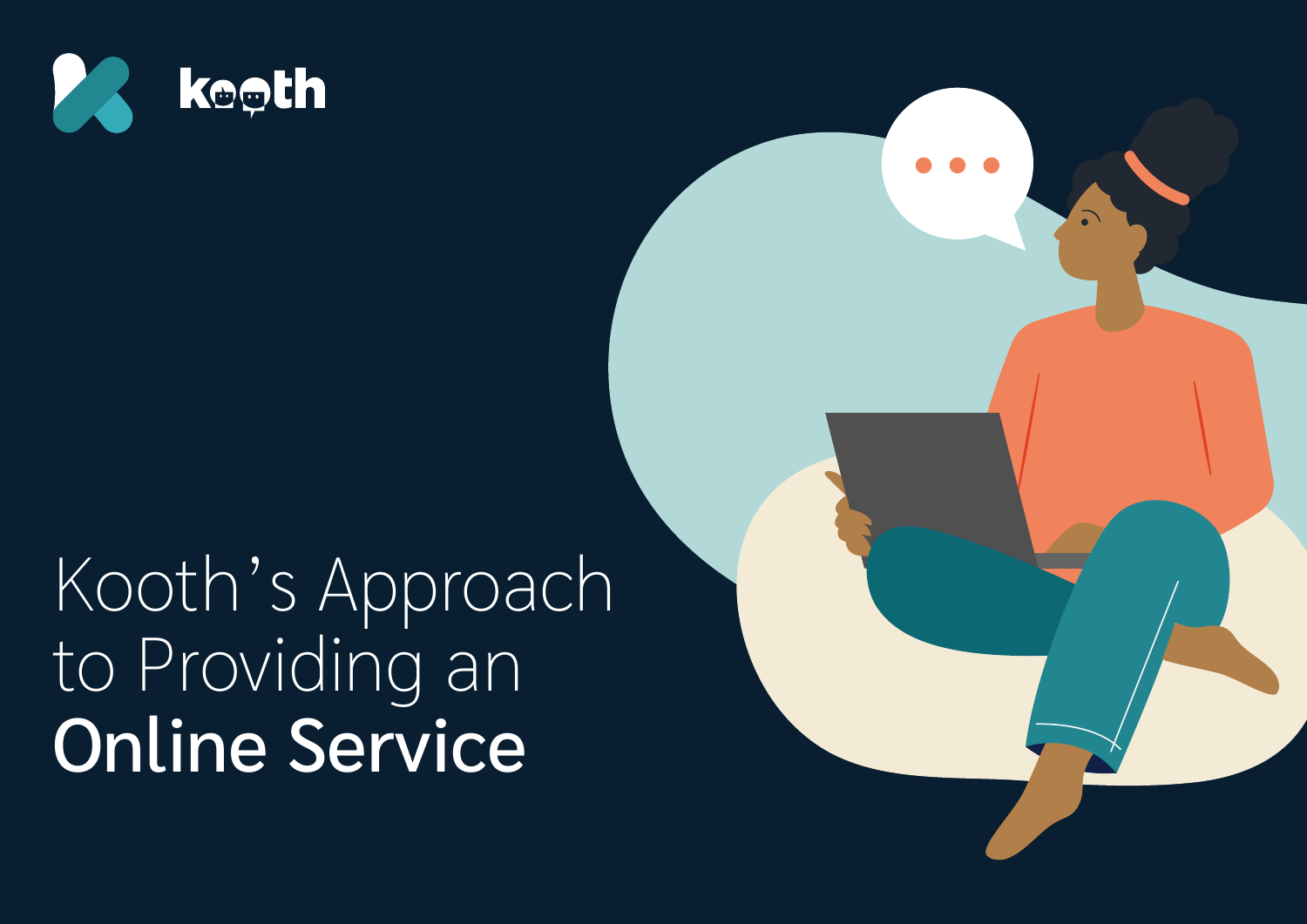kooth

# Kooth's Approach to Providing an **Online Service**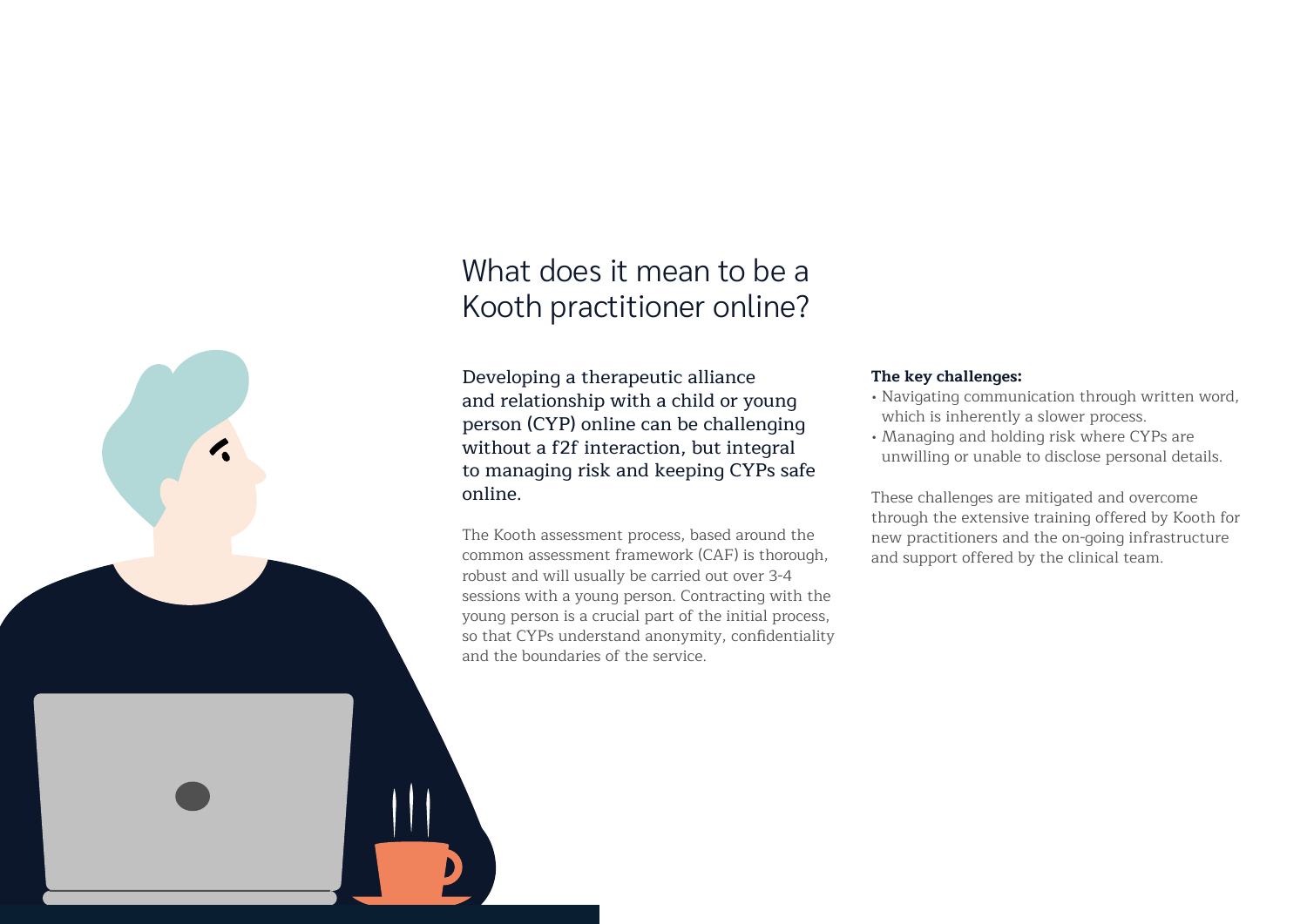# What does it mean to be a Kooth practitioner online?

Developing a therapeutic alliance and relationship with a child or young person (CYP) online can be challenging without a f2f interaction, but integral to managing risk and keeping CYPs safe online.

The Kooth assessment process, based around the common assessment framework (CAF) is thorough, robust and will usually be carried out over 3-4 sessions with a young person. Contracting with the young person is a crucial part of the initial process, so that CYPs understand anonymity, confidentiality and the boundaries of the service.

**The key challenges:**

- Navigating communication through written word, which is inherently a slower process.
- Managing and holding risk where CYPs are unwilling or unable to disclose personal details.

These challenges are mitigated and overcome through the extensive training offered by Kooth for new practitioners and the on-going infrastructure and support offered by the clinical team.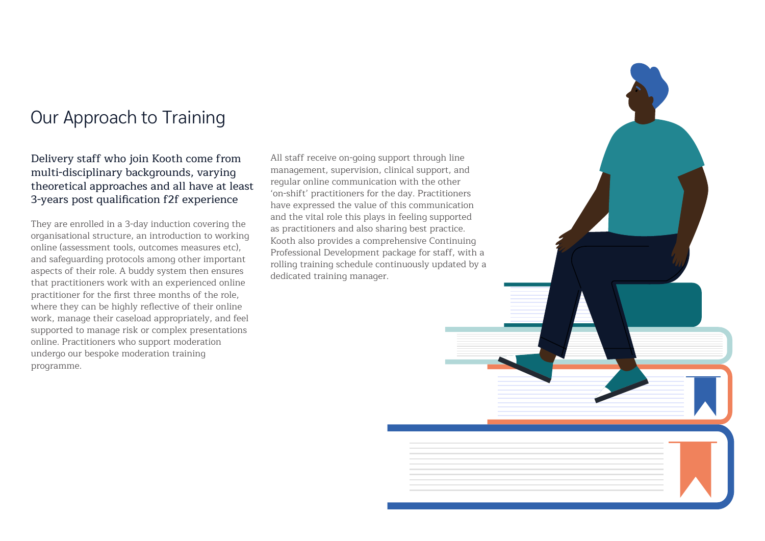# Our Approach to Training

**Delivery staff who join Kooth come from multi-disciplinary backgrounds, varying theoretical approaches and all have at least 3-years post qualification f2f experience**

They are enrolled in a 3-day induction covering the organisational structure, an introduction to working online (assessment tools, outcomes measures etc), and safeguarding protocols among other important aspects of their role. A buddy system then ensures that practitioners work with an experienced online practitioner for the first three months of the role, where they can be highly reflective of their online work, manage their caseload appropriately, and feel supported to manage risk or complex presentations online. Practitioners who support moderation undergo our bespoke moderation training programme.

All staff receive on-going support through line management, supervision, clinical support, and regular online communication with the other 'on-shift' practitioners for the day. Practitioners have expressed the value of this communication and the vital role this plays in feeling supported as practitioners and also sharing best practice. Kooth also provides a comprehensive Continuing Professional Development package for staff, with a rolling training schedule continuously updated by a dedicated training manager.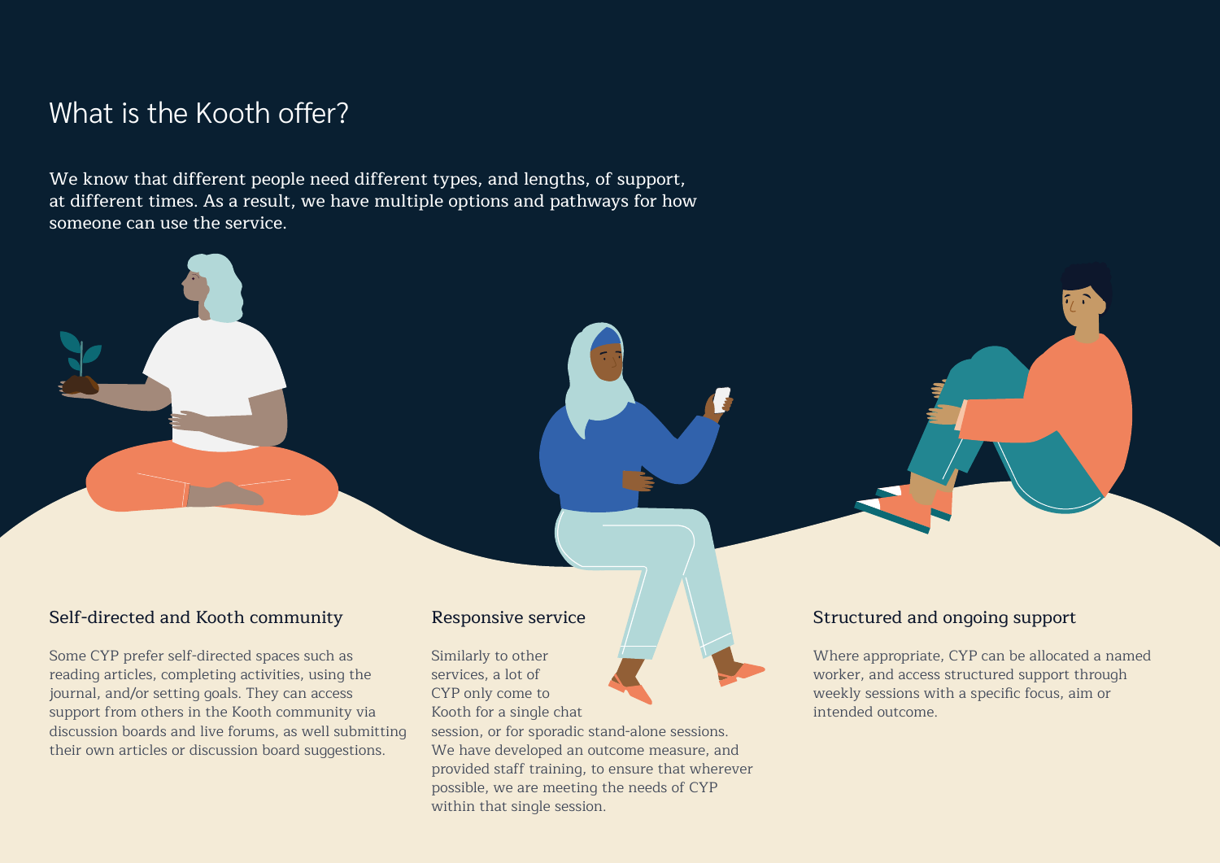# What is the Kooth offer?

We know that different people need different types, and lengths, of support, at different times. As a result, we have multiple options and pathways for how someone can use the service.

## Self-directed and Kooth community

Some CYP prefer self-directed spaces such as reading articles, completing activities, using the journal, and/or setting goals. They can access support from others in the Kooth community via discussion boards and live forums, as well submitting their own articles or discussion board suggestions.

## Responsive service

Similarly to other services, a lot of CYP only come to Kooth for a single chat session, or for sporadic stand-alone sessions. We have developed an outcome measure, and provided staff training, to ensure that wherever possible, we are meeting the needs of CYP within that single session.

## Structured and ongoing support

Where appropriate, CYP can be allocated a named worker, and access structured support through weekly sessions with a specific focus, aim or intended outcome.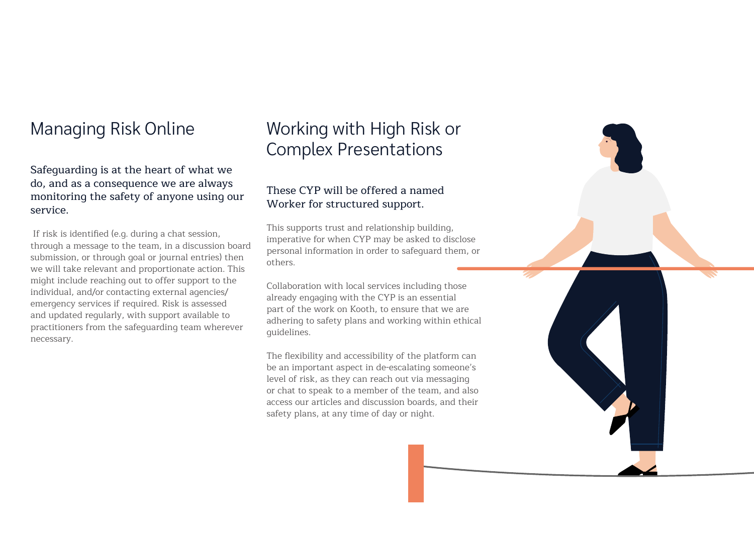## Managing Risk Online

### Safeguarding is at the heart of what we do, and as a consequence we are always monitoring the safety of anyone using our service.

If risk is identified (e.g. during a chat session, through a message to the team, in a discussion board submission, or through goal or journal entries) then we will take relevant and proportionate action. This might include reaching out to offer support to the individual, and/or contacting external agencies/ emergency services if required. Risk is assessed and updated regularly, with support available to practitioners from the safeguarding team wherever necessary.

## Working with High Risk or Complex Presentations

### These CYP will be offered a named Worker for structured support.

This supports trust and relationship building, imperative for when CYP may be asked to disclose personal information in order to safeguard them, or others.

Collaboration with local services including those already engaging with the CYP is an essential part of the work on Kooth, to ensure that we are adhering to safety plans and working within ethical guidelines.

The flexibility and accessibility of the platform can be an important aspect in de-escalating someone's level of risk, as they can reach out via messaging or chat to speak to a member of the team, and also access our articles and discussion boards, and their safety plans, at any time of day or night.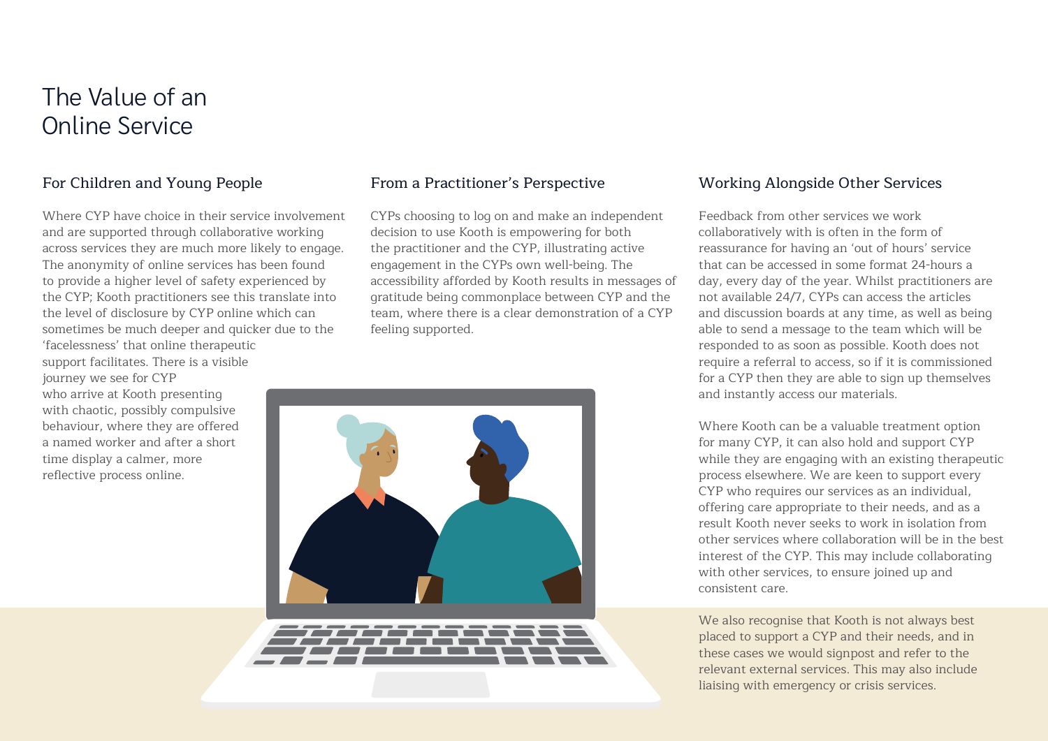# The Value of an Online Service

## For Children and Young People

Where CYP have choice in their service involvement and are supported through collaborative working across services they are much more likely to engage. The anonymity of online services has been found to provide a higher level of safety experienced by the CYP; Kooth practitioners see this translate into the level of disclosure by CYP online which can sometimes be much deeper and quicker due to the 'facelessness' that online therapeutic support facilitates. There is a visible journey we see for CYP who arrive at Kooth presenting with chaotic, possibly compulsive behaviour, where they are offered a named worker and after a short time display a calmer, more reflective process online.

## From a Practitioner's Perspective

CYPs choosing to log on and make an independent decision to use Kooth is empowering for both the practitioner and the CYP, illustrating active engagement in the CYPs own well-being. The accessibility afforded by Kooth results in messages of gratitude being commonplace between CYP and the team, where there is a clear demonstration of a CYP feeling supported.

## Working Alongside Other Services

Feedback from other services we work collaboratively with is often in the form of reassurance for having an 'out of hours' service that can be accessed in some format 24-hours a day, every day of the year. Whilst practitioners are not available 24/7, CYPs can access the articles and discussion boards at any time, as well as being able to send a message to the team which will be responded to as soon as possible. Kooth does not require a referral to access, so if it is commissioned for a CYP then they are able to sign up themselves and instantly access our materials.

Where Kooth can be a valuable treatment option for many CYP, it can also hold and support CYP while they are engaging with an existing therapeutic process elsewhere. We are keen to support every CYP who requires our services as an individual, offering care appropriate to their needs, and as a result Kooth never seeks to work in isolation from other services where collaboration will be in the best interest of the CYP. This may include collaborating with other services, to ensure joined up and consistent care.

We also recognise that Kooth is not always best placed to support a CYP and their needs, and in these cases we would signpost and refer to the relevant external services. This may also include liaising with emergency or crisis services.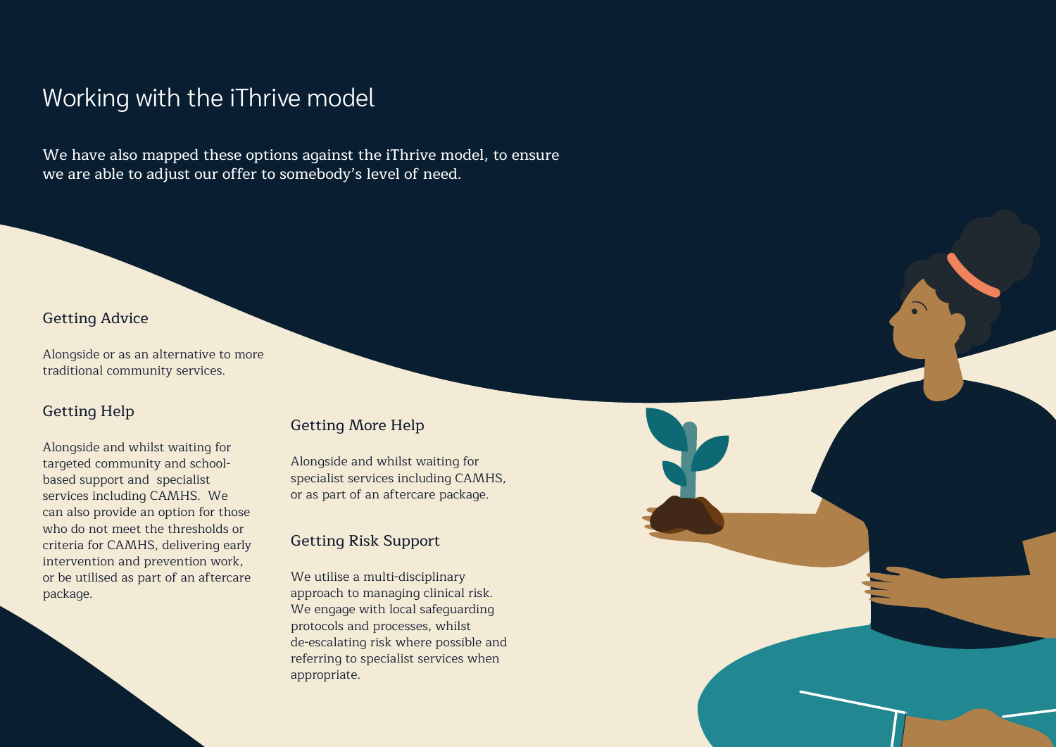# Working with the iThrive model

We have also mapped these options against the iThrive model, to ensure we are able to adjust our offer to somebody's level of need.

## Getting Advice

Alongside or as an alternative to more traditional community services.

## Getting Help

Alongside and whilst waiting for targeted community and school-based support and specialist services including CAMHS. We can also provide an option for those who do not meet the thresholds or criteria for CAMHS, delivering early intervention and prevention work, or be utilised as part of an aftercare package.

## Getting More Help

Alongside and whilst waiting for specialist services including CAMHS, or as part of an aftercare package.

## Getting Risk Support

We utilise a multi-disciplinary approach to managing clinical risk. We engage with local safeguarding protocols and processes, whilst de-escalating risk where possible and referring to specialist services when appropriate.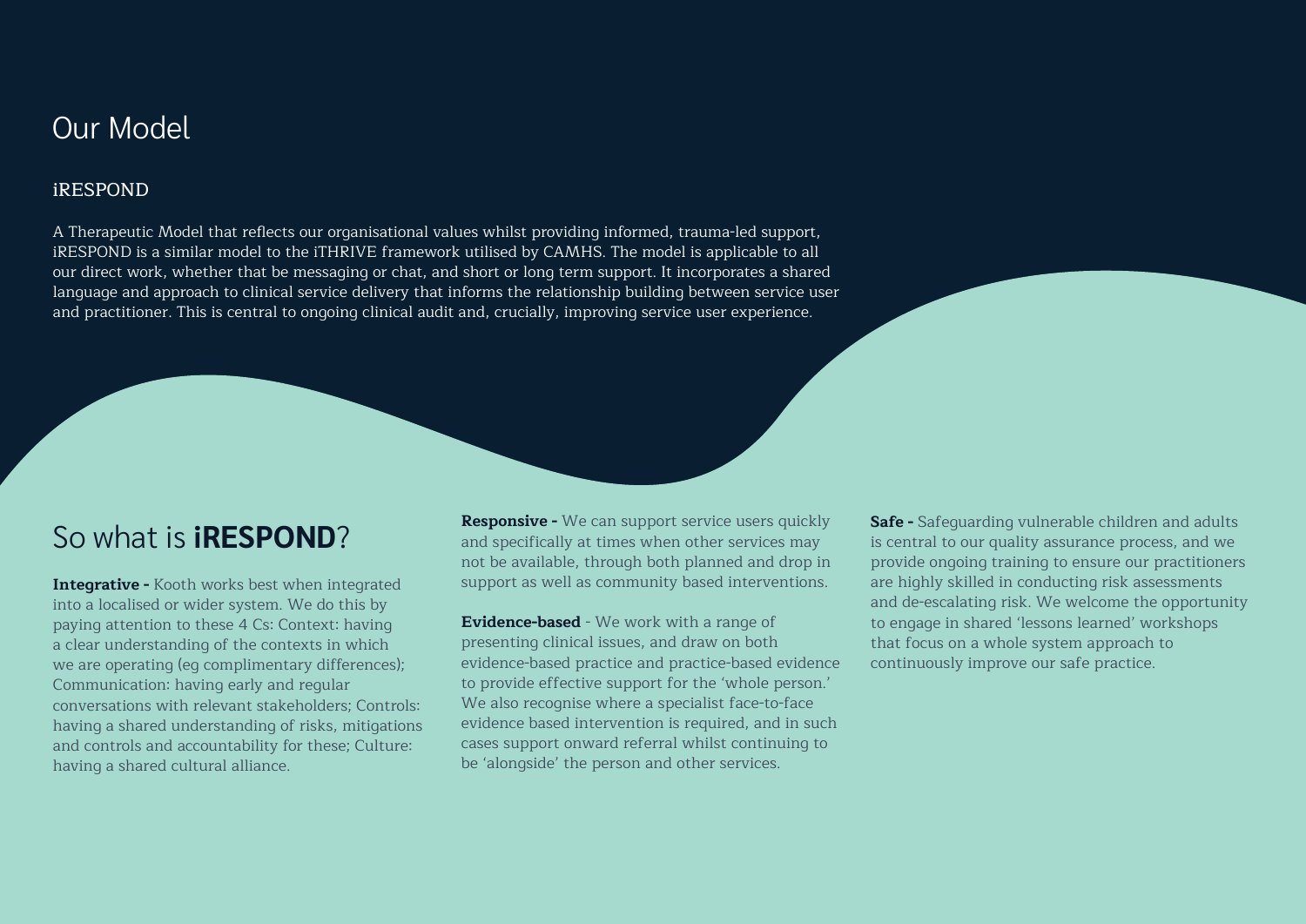# Our Model

## iRESPOND

A Therapeutic Model that reflects our organisational values whilst providing informed, trauma-led support, iRESPOND is a similar model to the iTHRIVE framework utilised by CAMHS. The model is applicable to all our direct work, whether that be messaging or chat, and short or long term support. It incorporates a shared language and approach to clinical service delivery that informs the relationship building between service user and practitioner. This is central to ongoing clinical audit and, crucially, improving service user experience.

# So what is **iRESPOND**?

**Integrative -** Kooth works best when integrated into a localised or wider system. We do this by paying attention to these 4 Cs: Context: having a clear understanding of the contexts in which we are operating (eg complimentary differences); Communication: having early and regular conversations with relevant stakeholders; Controls: having a shared understanding of risks, mitigations and controls and accountability for these; Culture: having a shared cultural alliance.

**Responsive -** We can support service users quickly and specifically at times when other services may not be available, through both planned and drop in support as well as community based interventions.

**Evidence-based** - We work with a range of presenting clinical issues, and draw on both evidence-based practice and practice-based evidence to provide effective support for the 'whole person.' We also recognise where a specialist face-to-face evidence based intervention is required, and in such cases support onward referral whilst continuing to be 'alongside' the person and other services.

**Safe -** Safeguarding vulnerable children and adults is central to our quality assurance process, and we provide ongoing training to ensure our practitioners are highly skilled in conducting risk assessments and de-escalating risk. We welcome the opportunity to engage in shared 'lessons learned' workshops that focus on a whole system approach to continuously improve our safe practice.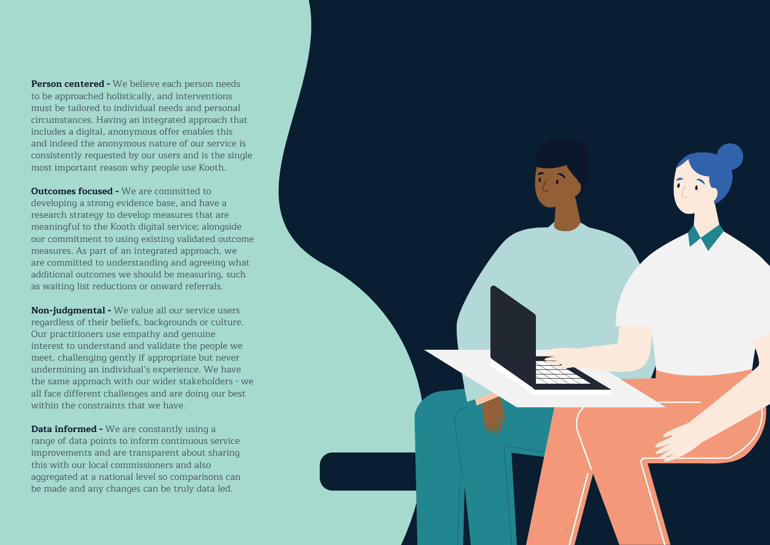**Person centered -** We believe each person needs to be approached holistically, and interventions must be tailored to individual needs and personal circumstances. Having an integrated approach that includes a digital, anonymous offer enables this and indeed the anonymous nature of our service is consistently requested by our users and is the single most important reason why people use Kooth.

**Outcomes focused -** We are committed to developing a strong evidence base, and have a research strategy to develop measures that are meaningful to the Kooth digital service; alongside our commitment to using existing validated outcome measures. As part of an integrated approach, we are committed to understanding and agreeing what additional outcomes we should be measuring, such as waiting list reductions or onward referrals.

**Non-judgmental -** We value all our service users regardless of their beliefs, backgrounds or culture. Our practitioners use empathy and genuine interest to understand and validate the people we meet, challenging gently if appropriate but never undermining an individual's experience. We have the same approach with our wider stakeholders - we all face different challenges and are doing our best within the constraints that we have.

**Data informed -** We are constantly using a range of data points to inform continuous service improvements and are transparent about sharing this with our local commissioners and also aggregated at a national level so comparisons can be made and any changes can be truly data led.